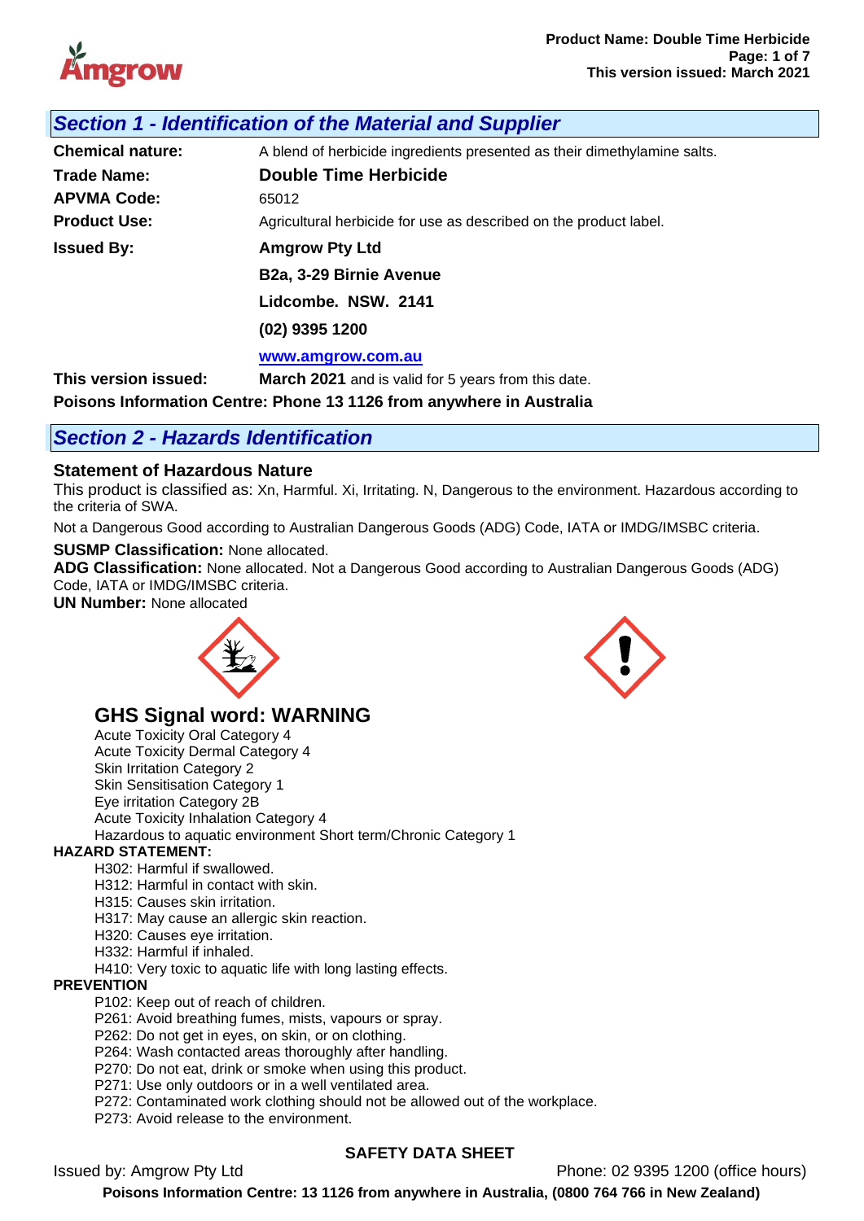## *Section 1 - Identification of the Material and Supplier*

| | |
|---|---|
| **Chemical nature:** | A blend of herbicide ingredients presented as their dimethylamine salts. |
| **Trade Name:** | **Double Time Herbicide** |
| **APVMA Code:** | 65012 |
| **Product Use:** | Agricultural herbicide for use as described on the product label. |
| **Issued By:** | **Amgrow Pty Ltd** |
| | **B2a, 3-29 Birnie Avenue** |
| | **Lidcombe. NSW. 2141** |
| | **(02) 9395 1200** |
| | **www.amgrow.com.au** |
| **This version issued:** | **March 2021** and is valid for 5 years from this date. |

**Poisons Information Centre: Phone 13 1126 from anywhere in Australia**

## *Section 2 - Hazards Identification*

### Statement of Hazardous Nature

This product is classified as: Xn, Harmful. Xi, Irritating. N, Dangerous to the environment. Hazardous according to the criteria of SWA.

Not a Dangerous Good according to Australian Dangerous Goods (ADG) Code, IATA or IMDG/IMSBC criteria.

**SUSMP Classification:** None allocated.
**ADG Classification:** None allocated. Not a Dangerous Good according to Australian Dangerous Goods (ADG) Code, IATA or IMDG/IMSBC criteria.
**UN Number:** None allocated

### GHS Signal word: WARNING

Acute Toxicity Oral Category 4
Acute Toxicity Dermal Category 4
Skin Irritation Category 2
Skin Sensitisation Category 1
Eye irritation Category 2B
Acute Toxicity Inhalation Category 4
Hazardous to aquatic environment Short term/Chronic Category 1

**HAZARD STATEMENT:**

H302: Harmful if swallowed.
H312: Harmful in contact with skin.
H315: Causes skin irritation.
H317: May cause an allergic skin reaction.
H320: Causes eye irritation.
H332: Harmful if inhaled.
H410: Very toxic to aquatic life with long lasting effects.

**PREVENTION**

P102: Keep out of reach of children.
P261: Avoid breathing fumes, mists, vapours or spray.
P262: Do not get in eyes, on skin, or on clothing.
P264: Wash contacted areas thoroughly after handling.
P270: Do not eat, drink or smoke when using this product.
P271: Use only outdoors or in a well ventilated area.
P272: Contaminated work clothing should not be allowed out of the workplace.
P273: Avoid release to the environment.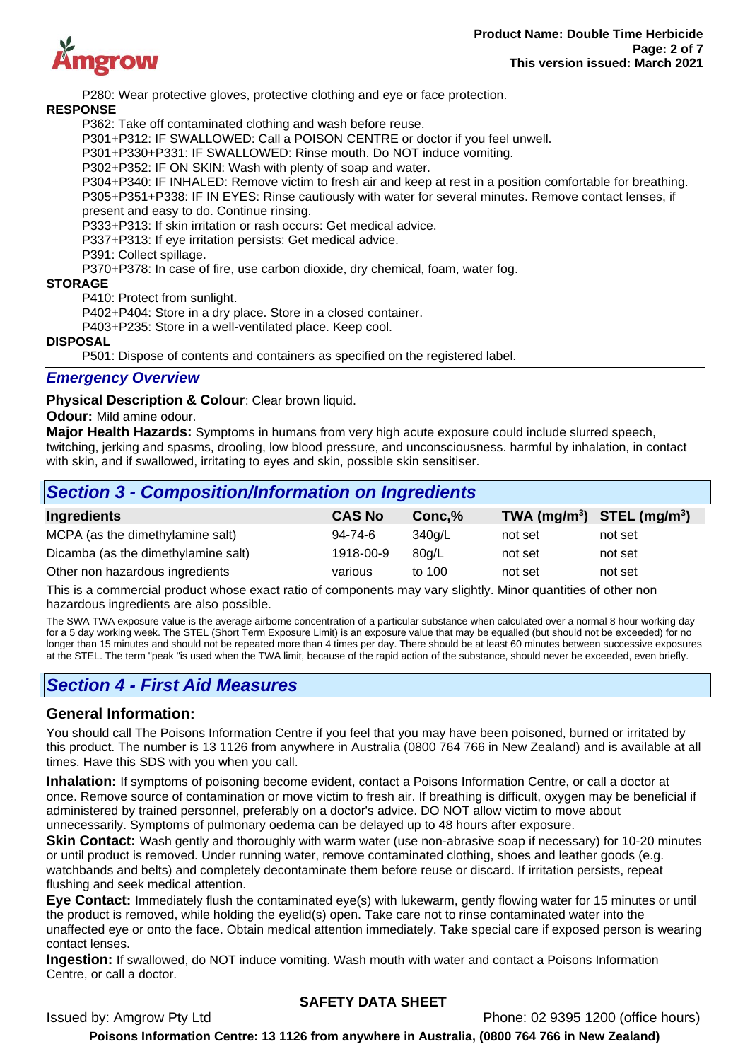P280: Wear protective gloves, protective clothing and eye or face protection.

**RESPONSE**

P362: Take off contaminated clothing and wash before reuse.
P301+P312: IF SWALLOWED: Call a POISON CENTRE or doctor if you feel unwell.
P301+P330+P331: IF SWALLOWED: Rinse mouth. Do NOT induce vomiting.
P302+P352: IF ON SKIN: Wash with plenty of soap and water.
P304+P340: IF INHALED: Remove victim to fresh air and keep at rest in a position comfortable for breathing.
P305+P351+P338: IF IN EYES: Rinse cautiously with water for several minutes. Remove contact lenses, if present and easy to do. Continue rinsing.
P333+P313: If skin irritation or rash occurs: Get medical advice.
P337+P313: If eye irritation persists: Get medical advice.
P391: Collect spillage.
P370+P378: In case of fire, use carbon dioxide, dry chemical, foam, water fog.

**STORAGE**

P410: Protect from sunlight.
P402+P404: Store in a dry place. Store in a closed container.
P403+P235: Store in a well-ventilated place. Keep cool.

**DISPOSAL**

P501: Dispose of contents and containers as specified on the registered label.

### *Emergency Overview*

**Physical Description & Colour**: Clear brown liquid.

**Odour:** Mild amine odour.

**Major Health Hazards:** Symptoms in humans from very high acute exposure could include slurred speech, twitching, jerking and spasms, drooling, low blood pressure, and unconsciousness. harmful by inhalation, in contact with skin, and if swallowed, irritating to eyes and skin, possible skin sensitiser.

## *Section 3 - Composition/Information on Ingredients*

| Ingredients | CAS No | Conc,% | TWA (mg/m$^3$) | STEL (mg/m$^3$) |
|---|---|---|---|---|
| MCPA (as the dimethylamine salt) | 94-74-6 | 340g/L | not set | not set |
| Dicamba (as the dimethylamine salt) | 1918-00-9 | 80g/L | not set | not set |
| Other non hazardous ingredients | various | to 100 | not set | not set |

This is a commercial product whose exact ratio of components may vary slightly. Minor quantities of other non hazardous ingredients are also possible.

The SWA TWA exposure value is the average airborne concentration of a particular substance when calculated over a normal 8 hour working day for a 5 day working week. The STEL (Short Term Exposure Limit) is an exposure value that may be equalled (but should not be exceeded) for no longer than 15 minutes and should not be repeated more than 4 times per day. There should be at least 60 minutes between successive exposures at the STEL. The term "peak "is used when the TWA limit, because of the rapid action of the substance, should never be exceeded, even briefly.

## *Section 4 - First Aid Measures*

### General Information:

You should call The Poisons Information Centre if you feel that you may have been poisoned, burned or irritated by this product. The number is 13 1126 from anywhere in Australia (0800 764 766 in New Zealand) and is available at all times. Have this SDS with you when you call.

**Inhalation:** If symptoms of poisoning become evident, contact a Poisons Information Centre, or call a doctor at once. Remove source of contamination or move victim to fresh air. If breathing is difficult, oxygen may be beneficial if administered by trained personnel, preferably on a doctor's advice. DO NOT allow victim to move about unnecessarily. Symptoms of pulmonary oedema can be delayed up to 48 hours after exposure.

**Skin Contact:** Wash gently and thoroughly with warm water (use non-abrasive soap if necessary) for 10-20 minutes or until product is removed. Under running water, remove contaminated clothing, shoes and leather goods (e.g. watchbands and belts) and completely decontaminate them before reuse or discard. If irritation persists, repeat flushing and seek medical attention.

**Eye Contact:** Immediately flush the contaminated eye(s) with lukewarm, gently flowing water for 15 minutes or until the product is removed, while holding the eyelid(s) open. Take care not to rinse contaminated water into the unaffected eye or onto the face. Obtain medical attention immediately. Take special care if exposed person is wearing contact lenses.

**Ingestion:** If swallowed, do NOT induce vomiting. Wash mouth with water and contact a Poisons Information Centre, or call a doctor.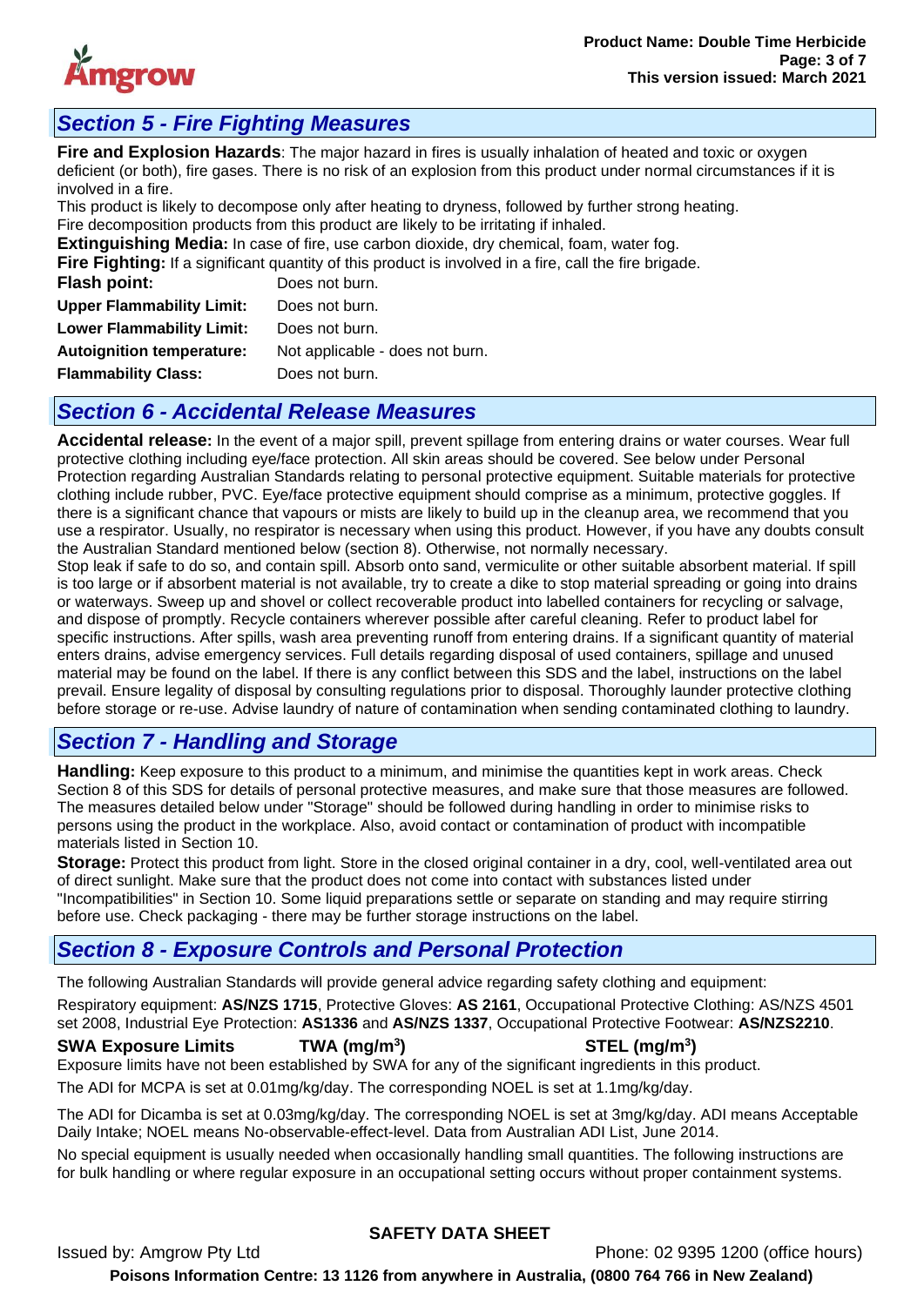## Section 5 - Fire Fighting Measures

**Fire and Explosion Hazards**: The major hazard in fires is usually inhalation of heated and toxic or oxygen deficient (or both), fire gases. There is no risk of an explosion from this product under normal circumstances if it is involved in a fire.

This product is likely to decompose only after heating to dryness, followed by further strong heating.

Fire decomposition products from this product are likely to be irritating if inhaled.

**Extinguishing Media:** In case of fire, use carbon dioxide, dry chemical, foam, water fog.

**Fire Fighting:** If a significant quantity of this product is involved in a fire, call the fire brigade.

| | |
|---|---|
| **Flash point:** | Does not burn. |
| **Upper Flammability Limit:** | Does not burn. |
| **Lower Flammability Limit:** | Does not burn. |
| **Autoignition temperature:** | Not applicable - does not burn. |
| **Flammability Class:** | Does not burn. |

## Section 6 - Accidental Release Measures

**Accidental release:** In the event of a major spill, prevent spillage from entering drains or water courses. Wear full protective clothing including eye/face protection. All skin areas should be covered. See below under Personal Protection regarding Australian Standards relating to personal protective equipment. Suitable materials for protective clothing include rubber, PVC. Eye/face protective equipment should comprise as a minimum, protective goggles. If there is a significant chance that vapours or mists are likely to build up in the cleanup area, we recommend that you use a respirator. Usually, no respirator is necessary when using this product. However, if you have any doubts consult the Australian Standard mentioned below (section 8). Otherwise, not normally necessary.

Stop leak if safe to do so, and contain spill. Absorb onto sand, vermiculite or other suitable absorbent material. If spill is too large or if absorbent material is not available, try to create a dike to stop material spreading or going into drains or waterways. Sweep up and shovel or collect recoverable product into labelled containers for recycling or salvage, and dispose of promptly. Recycle containers wherever possible after careful cleaning. Refer to product label for specific instructions. After spills, wash area preventing runoff from entering drains. If a significant quantity of material enters drains, advise emergency services. Full details regarding disposal of used containers, spillage and unused material may be found on the label. If there is any conflict between this SDS and the label, instructions on the label prevail. Ensure legality of disposal by consulting regulations prior to disposal. Thoroughly launder protective clothing before storage or re-use. Advise laundry of nature of contamination when sending contaminated clothing to laundry.

## Section 7 - Handling and Storage

**Handling:** Keep exposure to this product to a minimum, and minimise the quantities kept in work areas. Check Section 8 of this SDS for details of personal protective measures, and make sure that those measures are followed. The measures detailed below under "Storage" should be followed during handling in order to minimise risks to persons using the product in the workplace. Also, avoid contact or contamination of product with incompatible materials listed in Section 10.

**Storage:** Protect this product from light. Store in the closed original container in a dry, cool, well-ventilated area out of direct sunlight. Make sure that the product does not come into contact with substances listed under "Incompatibilities" in Section 10. Some liquid preparations settle or separate on standing and may require stirring before use. Check packaging - there may be further storage instructions on the label.

## Section 8 - Exposure Controls and Personal Protection

The following Australian Standards will provide general advice regarding safety clothing and equipment:

Respiratory equipment: **AS/NZS 1715**, Protective Gloves: **AS 2161**, Occupational Protective Clothing: AS/NZS 4501 set 2008, Industrial Eye Protection: **AS1336** and **AS/NZS 1337**, Occupational Protective Footwear: **AS/NZS2210**.

| **SWA Exposure Limits** | **TWA (mg/m$^3$)** | **STEL (mg/m$^3$)** |
|---|---|---|

Exposure limits have not been established by SWA for any of the significant ingredients in this product.

The ADI for MCPA is set at 0.01mg/kg/day. The corresponding NOEL is set at 1.1mg/kg/day.

The ADI for Dicamba is set at 0.03mg/kg/day. The corresponding NOEL is set at 3mg/kg/day. ADI means Acceptable Daily Intake; NOEL means No-observable-effect-level. Data from Australian ADI List, June 2014.

No special equipment is usually needed when occasionally handling small quantities. The following instructions are for bulk handling or where regular exposure in an occupational setting occurs without proper containment systems.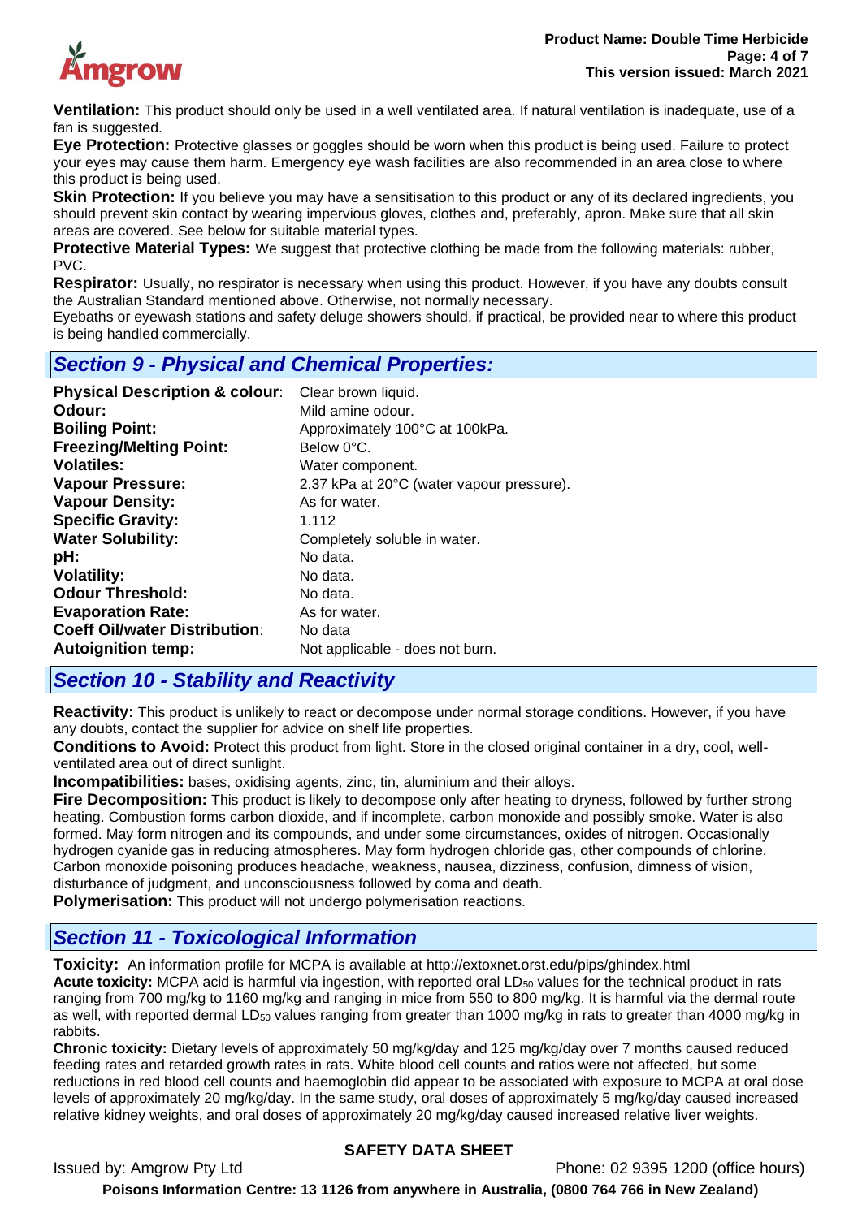**Ventilation:** This product should only be used in a well ventilated area. If natural ventilation is inadequate, use of a fan is suggested.

**Eye Protection:** Protective glasses or goggles should be worn when this product is being used. Failure to protect your eyes may cause them harm. Emergency eye wash facilities are also recommended in an area close to where this product is being used.

**Skin Protection:** If you believe you may have a sensitisation to this product or any of its declared ingredients, you should prevent skin contact by wearing impervious gloves, clothes and, preferably, apron. Make sure that all skin areas are covered. See below for suitable material types.

**Protective Material Types:** We suggest that protective clothing be made from the following materials: rubber, PVC.

**Respirator:** Usually, no respirator is necessary when using this product. However, if you have any doubts consult the Australian Standard mentioned above. Otherwise, not normally necessary.

Eyebaths or eyewash stations and safety deluge showers should, if practical, be provided near to where this product is being handled commercially.

## Section 9 - Physical and Chemical Properties:

| | |
|---|---|
| **Physical Description & colour**: | Clear brown liquid. |
| **Odour:** | Mild amine odour. |
| **Boiling Point:** | Approximately 100°C at 100kPa. |
| **Freezing/Melting Point:** | Below 0°C. |
| **Volatiles:** | Water component. |
| **Vapour Pressure:** | 2.37 kPa at 20°C (water vapour pressure). |
| **Vapour Density:** | As for water. |
| **Specific Gravity:** | 1.112 |
| **Water Solubility:** | Completely soluble in water. |
| **pH:** | No data. |
| **Volatility:** | No data. |
| **Odour Threshold:** | No data. |
| **Evaporation Rate:** | As for water. |
| **Coeff Oil/water Distribution**: | No data |
| **Autoignition temp:** | Not applicable - does not burn. |

## Section 10 - Stability and Reactivity

**Reactivity:** This product is unlikely to react or decompose under normal storage conditions. However, if you have any doubts, contact the supplier for advice on shelf life properties.

**Conditions to Avoid:** Protect this product from light. Store in the closed original container in a dry, cool, well-ventilated area out of direct sunlight.

**Incompatibilities:** bases, oxidising agents, zinc, tin, aluminium and their alloys.

**Fire Decomposition:** This product is likely to decompose only after heating to dryness, followed by further strong heating. Combustion forms carbon dioxide, and if incomplete, carbon monoxide and possibly smoke. Water is also formed. May form nitrogen and its compounds, and under some circumstances, oxides of nitrogen. Occasionally hydrogen cyanide gas in reducing atmospheres. May form hydrogen chloride gas, other compounds of chlorine. Carbon monoxide poisoning produces headache, weakness, nausea, dizziness, confusion, dimness of vision, disturbance of judgment, and unconsciousness followed by coma and death.

**Polymerisation:** This product will not undergo polymerisation reactions.

## Section 11 - Toxicological Information

**Toxicity:** An information profile for MCPA is available at http://extoxnet.orst.edu/pips/ghindex.html

**Acute toxicity:** MCPA acid is harmful via ingestion, with reported oral $LD_{50}$ values for the technical product in rats ranging from 700 mg/kg to 1160 mg/kg and ranging in mice from 550 to 800 mg/kg. It is harmful via the dermal route as well, with reported dermal $LD_{50}$ values ranging from greater than 1000 mg/kg in rats to greater than 4000 mg/kg in rabbits.

**Chronic toxicity:** Dietary levels of approximately 50 mg/kg/day and 125 mg/kg/day over 7 months caused reduced feeding rates and retarded growth rates in rats. White blood cell counts and ratios were not affected, but some reductions in red blood cell counts and haemoglobin did appear to be associated with exposure to MCPA at oral dose levels of approximately 20 mg/kg/day. In the same study, oral doses of approximately 5 mg/kg/day caused increased relative kidney weights, and oral doses of approximately 20 mg/kg/day caused increased relative liver weights.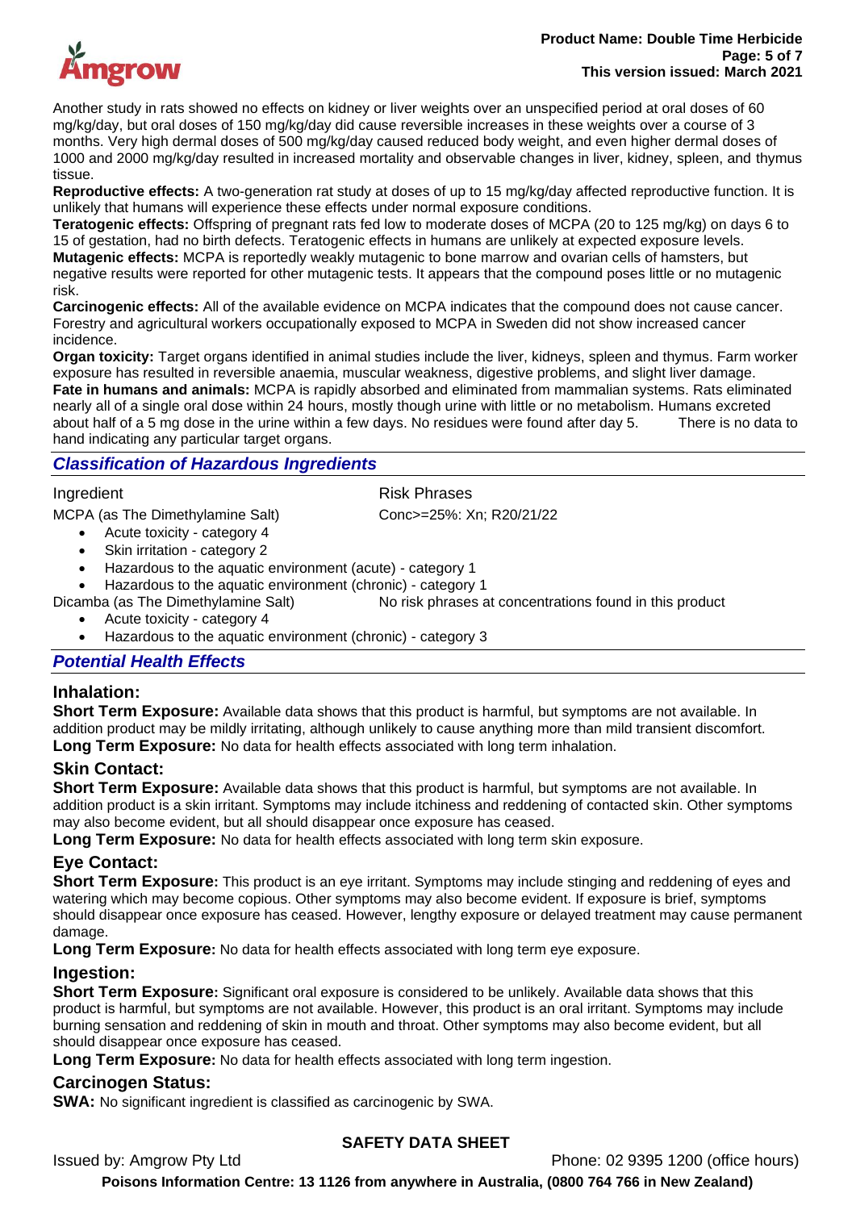Another study in rats showed no effects on kidney or liver weights over an unspecified period at oral doses of 60 mg/kg/day, but oral doses of 150 mg/kg/day did cause reversible increases in these weights over a course of 3 months. Very high dermal doses of 500 mg/kg/day caused reduced body weight, and even higher dermal doses of 1000 and 2000 mg/kg/day resulted in increased mortality and observable changes in liver, kidney, spleen, and thymus tissue.

**Reproductive effects:** A two-generation rat study at doses of up to 15 mg/kg/day affected reproductive function. It is unlikely that humans will experience these effects under normal exposure conditions.

**Teratogenic effects:** Offspring of pregnant rats fed low to moderate doses of MCPA (20 to 125 mg/kg) on days 6 to 15 of gestation, had no birth defects. Teratogenic effects in humans are unlikely at expected exposure levels.

**Mutagenic effects:** MCPA is reportedly weakly mutagenic to bone marrow and ovarian cells of hamsters, but negative results were reported for other mutagenic tests. It appears that the compound poses little or no mutagenic risk.

**Carcinogenic effects:** All of the available evidence on MCPA indicates that the compound does not cause cancer. Forestry and agricultural workers occupationally exposed to MCPA in Sweden did not show increased cancer incidence.

**Organ toxicity:** Target organs identified in animal studies include the liver, kidneys, spleen and thymus. Farm worker exposure has resulted in reversible anaemia, muscular weakness, digestive problems, and slight liver damage.

**Fate in humans and animals:** MCPA is rapidly absorbed and eliminated from mammalian systems. Rats eliminated nearly all of a single oral dose within 24 hours, mostly though urine with little or no metabolism. Humans excreted about half of a 5 mg dose in the urine within a few days. No residues were found after day 5. There is no data to hand indicating any particular target organs.

## *Classification of Hazardous Ingredients*

| Ingredient | Risk Phrases |
|---|---|
| MCPA (as The Dimethylamine Salt) | Conc>=25%: Xn; R20/21/22 |

- Acute toxicity - category 4
- Skin irritation - category 2
- Hazardous to the aquatic environment (acute) - category 1
- Hazardous to the aquatic environment (chronic) - category 1

| Ingredient | Risk Phrases |
|---|---|
| Dicamba (as The Dimethylamine Salt) | No risk phrases at concentrations found in this product |

- Acute toxicity - category 4
- Hazardous to the aquatic environment (chronic) - category 3

## *Potential Health Effects*

### Inhalation:

**Short Term Exposure:** Available data shows that this product is harmful, but symptoms are not available. In addition product may be mildly irritating, although unlikely to cause anything more than mild transient discomfort.

**Long Term Exposure:** No data for health effects associated with long term inhalation.

### Skin Contact:

**Short Term Exposure:** Available data shows that this product is harmful, but symptoms are not available. In addition product is a skin irritant. Symptoms may include itchiness and reddening of contacted skin. Other symptoms may also become evident, but all should disappear once exposure has ceased.

**Long Term Exposure:** No data for health effects associated with long term skin exposure.

### Eye Contact:

**Short Term Exposure:** This product is an eye irritant. Symptoms may include stinging and reddening of eyes and watering which may become copious. Other symptoms may also become evident. If exposure is brief, symptoms should disappear once exposure has ceased. However, lengthy exposure or delayed treatment may cause permanent damage.

**Long Term Exposure:** No data for health effects associated with long term eye exposure.

### Ingestion:

**Short Term Exposure:** Significant oral exposure is considered to be unlikely. Available data shows that this product is harmful, but symptoms are not available. However, this product is an oral irritant. Symptoms may include burning sensation and reddening of skin in mouth and throat. Other symptoms may also become evident, but all should disappear once exposure has ceased.

**Long Term Exposure:** No data for health effects associated with long term ingestion.

### Carcinogen Status:

**SWA:** No significant ingredient is classified as carcinogenic by SWA.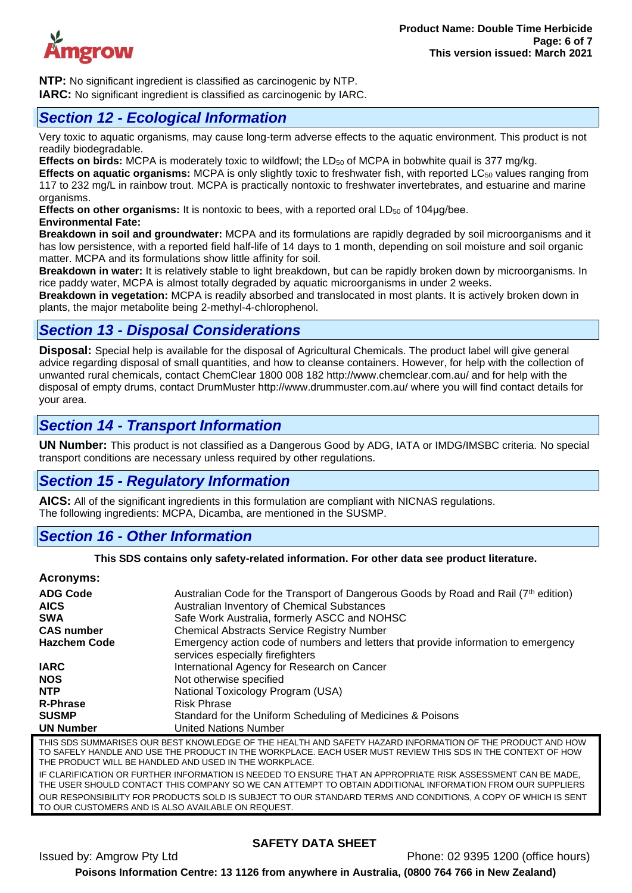**NTP:** No significant ingredient is classified as carcinogenic by NTP.
**IARC:** No significant ingredient is classified as carcinogenic by IARC.

## *Section 12 - Ecological Information*

Very toxic to aquatic organisms, may cause long-term adverse effects to the aquatic environment. This product is not readily biodegradable.
**Effects on birds:** MCPA is moderately toxic to wildfowl; the $LD_{50}$ of MCPA in bobwhite quail is 377 mg/kg.
**Effects on aquatic organisms:** MCPA is only slightly toxic to freshwater fish, with reported $LC_{50}$ values ranging from 117 to 232 mg/L in rainbow trout. MCPA is practically nontoxic to freshwater invertebrates, and estuarine and marine organisms.
**Effects on other organisms:** It is nontoxic to bees, with a reported oral $LD_{50}$ of 104μg/bee.
**Environmental Fate:**
**Breakdown in soil and groundwater:** MCPA and its formulations are rapidly degraded by soil microorganisms and it has low persistence, with a reported field half-life of 14 days to 1 month, depending on soil moisture and soil organic matter. MCPA and its formulations show little affinity for soil.
**Breakdown in water:** It is relatively stable to light breakdown, but can be rapidly broken down by microorganisms. In rice paddy water, MCPA is almost totally degraded by aquatic microorganisms in under 2 weeks.
**Breakdown in vegetation:** MCPA is readily absorbed and translocated in most plants. It is actively broken down in plants, the major metabolite being 2-methyl-4-chlorophenol.

## *Section 13 - Disposal Considerations*

**Disposal:** Special help is available for the disposal of Agricultural Chemicals. The product label will give general advice regarding disposal of small quantities, and how to cleanse containers. However, for help with the collection of unwanted rural chemicals, contact ChemClear 1800 008 182 http://www.chemclear.com.au/ and for help with the disposal of empty drums, contact DrumMuster http://www.drummuster.com.au/ where you will find contact details for your area.

## *Section 14 - Transport Information*

**UN Number:** This product is not classified as a Dangerous Good by ADG, IATA or IMDG/IMSBC criteria. No special transport conditions are necessary unless required by other regulations.

## *Section 15 - Regulatory Information*

**AICS:** All of the significant ingredients in this formulation are compliant with NICNAS regulations.
The following ingredients: MCPA, Dicamba, are mentioned in the SUSMP.

## *Section 16 - Other Information*

**This SDS contains only safety-related information. For other data see product literature.**

**Acronyms:**

| | |
|---|---|
| **ADG Code** | Australian Code for the Transport of Dangerous Goods by Road and Rail (7th edition) |
| **AICS** | Australian Inventory of Chemical Substances |
| **SWA** | Safe Work Australia, formerly ASCC and NOHSC |
| **CAS number** | Chemical Abstracts Service Registry Number |
| **Hazchem Code** | Emergency action code of numbers and letters that provide information to emergency services especially firefighters |
| **IARC** | International Agency for Research on Cancer |
| **NOS** | Not otherwise specified |
| **NTP** | National Toxicology Program (USA) |
| **R-Phrase** | Risk Phrase |
| **SUSMP** | Standard for the Uniform Scheduling of Medicines & Poisons |
| **UN Number** | United Nations Number |

THIS SDS SUMMARISES OUR BEST KNOWLEDGE OF THE HEALTH AND SAFETY HAZARD INFORMATION OF THE PRODUCT AND HOW TO SAFELY HANDLE AND USE THE PRODUCT IN THE WORKPLACE. EACH USER MUST REVIEW THIS SDS IN THE CONTEXT OF HOW THE PRODUCT WILL BE HANDLED AND USED IN THE WORKPLACE.

IF CLARIFICATION OR FURTHER INFORMATION IS NEEDED TO ENSURE THAT AN APPROPRIATE RISK ASSESSMENT CAN BE MADE, THE USER SHOULD CONTACT THIS COMPANY SO WE CAN ATTEMPT TO OBTAIN ADDITIONAL INFORMATION FROM OUR SUPPLIERS

OUR RESPONSIBILITY FOR PRODUCTS SOLD IS SUBJECT TO OUR STANDARD TERMS AND CONDITIONS, A COPY OF WHICH IS SENT TO OUR CUSTOMERS AND IS ALSO AVAILABLE ON REQUEST.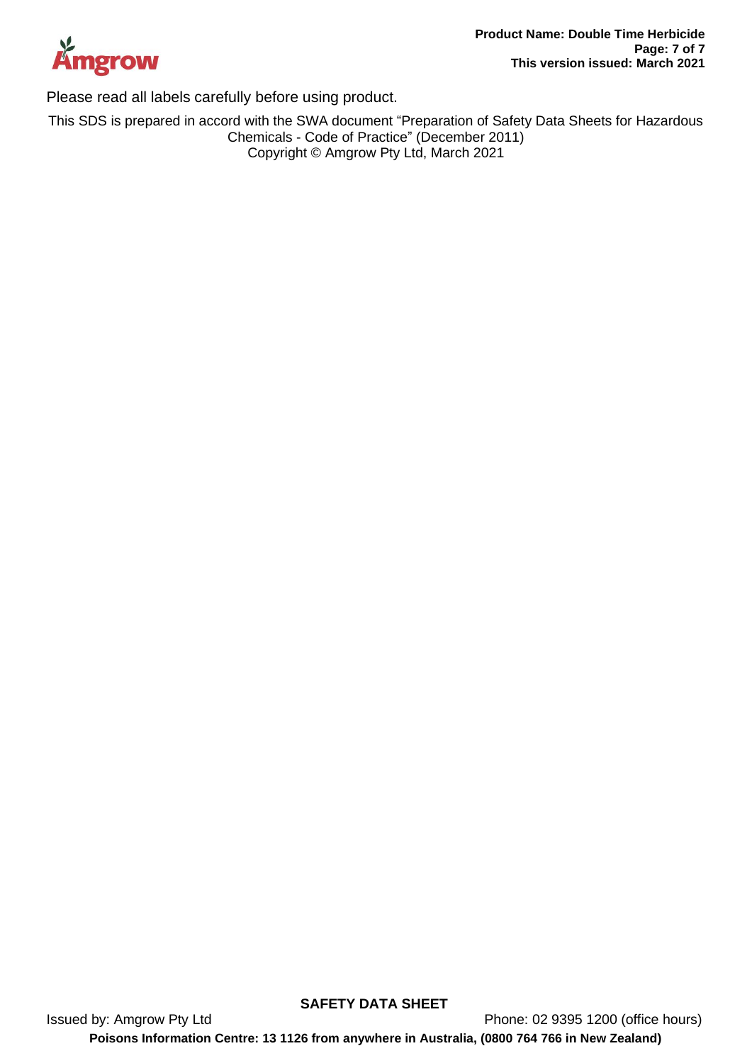Please read all labels carefully before using product.

This SDS is prepared in accord with the SWA document "Preparation of Safety Data Sheets for Hazardous Chemicals - Code of Practice" (December 2011)
Copyright © Amgrow Pty Ltd, March 2021